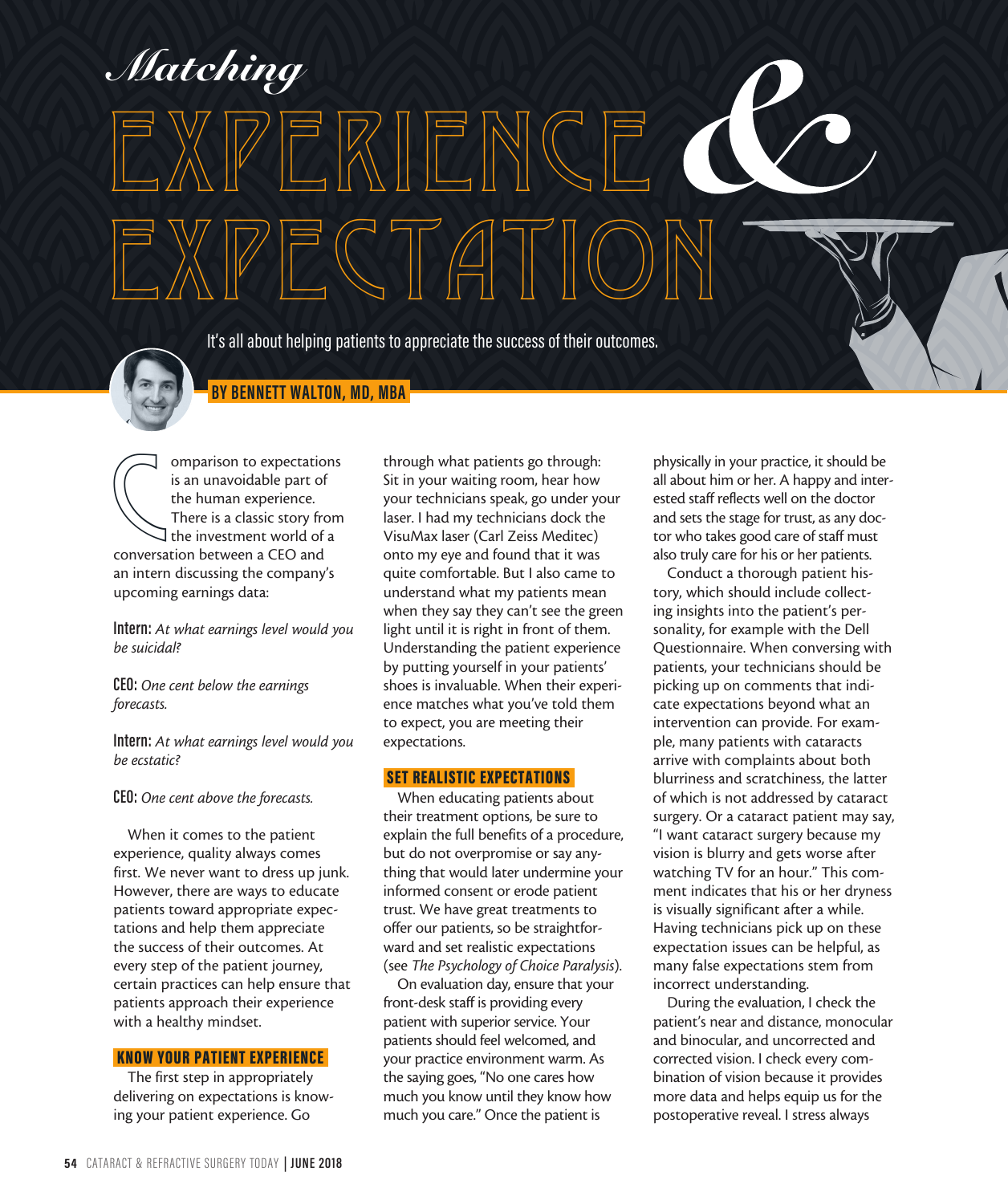# Matching Experience & Expectation

It's all about helping patients to appreciate the success of their outcomes.

**BY BENNETT WALTON, MD, MBA**

Comparison to expectations is an unavoidable part of the human experience. There is a classic story from the investment world of a conversation between a CEO and an intern discussing the company's upcoming earnings data:

**Intern:** *At what earnings level would you be suicidal?*

**CEO:** *One cent below the earnings forecasts.*

**Intern:** *At what earnings level would you be ecstatic?*

**CEO:** *One cent above the forecasts.*

When it comes to the patient experience, quality always comes first. We never want to dress up junk. However, there are ways to educate patients toward appropriate expectations and help them appreciate the success of their outcomes. At every step of the patient journey, certain practices can help ensure that patients approach their experience with a healthy mindset.

## KNOW YOUR PATIENT EXPERIENCE

The first step in appropriately delivering on expectations is knowing your patient experience. Go through what patients go through: Sit in your waiting room, hear how your technicians speak, go under your laser. I had my technicians dock the VisuMax laser (Carl Zeiss Meditec) onto my eye and found that it was quite comfortable. But I also came to understand what my patients mean when they say they can't see the green light until it is right in front of them. Understanding the patient experience by putting yourself in your patients' shoes is invaluable. When their experience matches what you've told them to expect, you are meeting their expectations.

## SET REALISTIC EXPECTATIONS

When educating patients about their treatment options, be sure to explain the full benefits of a procedure, but do not overpromise or say anything that would later undermine your informed consent or erode patient trust. We have great treatments to offer our patients, so be straightforward and set realistic expectations (see *The Psychology of Choice Paralysis*).

On evaluation day, ensure that your front-desk staff is providing every patient with superior service. Your patients should feel welcomed, and your practice environment warm. As the saying goes, "No one cares how much you know until they know how much you care." Once the patient is physically in your practice, it should be all about him or her. A happy and interested staff reflects well on the doctor and sets the stage for trust, as any doctor who takes good care of staff must also truly care for his or her patients.

Conduct a thorough patient history, which should include collecting insights into the patient's personality, for example with the Dell Questionnaire. When conversing with patients, your technicians should be picking up on comments that indicate expectations beyond what an intervention can provide. For example, many patients with cataracts arrive with complaints about both blurriness and scratchiness, the latter of which is not addressed by cataract surgery. Or a cataract patient may say, "I want cataract surgery because my vision is blurry and gets worse after watching TV for an hour." This comment indicates that his or her dryness is visually significant after a while. Having technicians pick up on these expectation issues can be helpful, as many false expectations stem from incorrect understanding.

During the evaluation, I check the patient's near and distance, monocular and binocular, and uncorrected and corrected vision. I check every combination of vision because it provides more data and helps equip us for the postoperative reveal. I stress always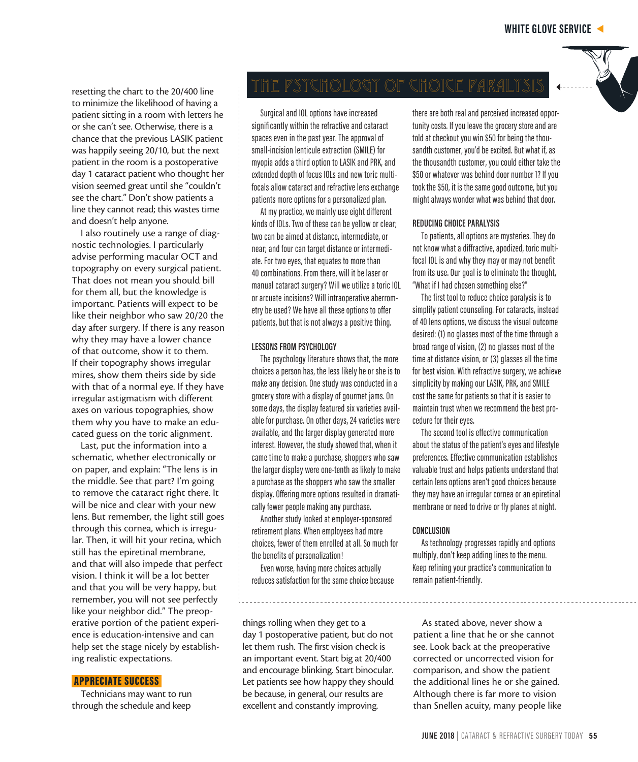resetting the chart to the 20/400 line to minimize the likelihood of having a patient sitting in a room with letters he or she can't see. Otherwise, there is a chance that the previous LASIK patient was happily seeing 20/10, but the next patient in the room is a postoperative day 1 cataract patient who thought her vision seemed great until she "couldn't see the chart." Don't show patients a line they cannot read; this wastes time and doesn't help anyone.

I also routinely use a range of diagnostic technologies. I particularly advise performing macular OCT and topography on every surgical patient. That does not mean you should bill for them all, but the knowledge is important. Patients will expect to be like their neighbor who saw 20/20 the day after surgery. If there is any reason why they may have a lower chance of that outcome, show it to them. If their topography shows irregular mires, show them theirs side by side with that of a normal eye. If they have irregular astigmatism with different axes on various topographies, show them why you have to make an educated guess on the toric alignment.

Last, put the information into a schematic, whether electronically or on paper, and explain: "The lens is in the middle. See that part? I'm going to remove the cataract right there. It will be nice and clear with your new lens. But remember, the light still goes through this cornea, which is irregular. Then, it will hit your retina, which still has the epiretinal membrane, and that will also impede that perfect vision. I think it will be a lot better and that you will be very happy, but remember, you will not see perfectly like your neighbor did." The preoperative portion of the patient experience is education-intensive and can help set the stage nicely by establishing realistic expectations.

## APPRECIATE SUCCESS

Technicians may want to run through the schedule and keep things rolling when they get to a day 1 postoperative patient, but do not let them rush. The first vision check is an important event. Start big at 20/400 and encourage blinking. Start binocular. Let patients see how happy they should be because, in general, our results are excellent and constantly improving.

As stated above, never show a patient a line that he or she cannot see. Look back at the preoperative corrected or uncorrected vision for comparison, and show the patient the additional lines he or she gained. Although there is far more to vision than Snellen acuity, many people like

## THE PSYCHOLOGY OF CHOICE PARALYSIS

Surgical and IOL options have increased significantly within the refractive and cataract spaces even in the past year. The approval of small-incision lenticule extraction (SMILE) for myopia adds a third option to LASIK and PRK, and extended depth of focus IOLs and new toric multifocals allow cataract and refractive lens exchange patients more options for a personalized plan.

At my practice, we mainly use eight different kinds of IOLs. Two of these can be yellow or clear; two can be aimed at distance, intermediate, or near; and four can target distance or intermediate. For two eyes, that equates to more than 40 combinations. From there, will it be laser or manual cataract surgery? Will we utilize a toric IOL or arcuate incisions? Will intraoperative aberrometry be used? We have all these options to offer patients, but that is not always a positive thing.

### LESSONS FROM PSYCHOLOGY

The psychology literature shows that, the more choices a person has, the less likely he or she is to make any decision. One study was conducted in a grocery store with a display of gourmet jams. On some days, the display featured six varieties available for purchase. On other days, 24 varieties were available, and the larger display generated more interest. However, the study showed that, when it came time to make a purchase, shoppers who saw the larger display were one-tenth as likely to make a purchase as the shoppers who saw the smaller display. Offering more options resulted in dramatically fewer people making any purchase.

Another study looked at employer-sponsored retirement plans. When employees had more choices, fewer of them enrolled at all. So much for the benefits of personalization!

Even worse, having more choices actually reduces satisfaction for the same choice because there are both real and perceived increased opportunity costs. If you leave the grocery store and are told at checkout you win $50 for being the thousandth customer, you'd be excited. But what if, as the thousandth customer, you could either take the $50 or whatever was behind door number 1? If you took the $50, it is the same good outcome, but you might always wonder what was behind that door.

### REDUCING CHOICE PARALYSIS

To patients, all options are mysteries. They do not know what a diffractive, apodized, toric multifocal IOL is and why they may or may not benefit from its use. Our goal is to eliminate the thought, "What if I had chosen something else?"

The first tool to reduce choice paralysis is to simplify patient counseling. For cataracts, instead of 40 lens options, we discuss the visual outcome desired: (1) no glasses most of the time through a broad range of vision, (2) no glasses most of the time at distance vision, or (3) glasses all the time for best vision. With refractive surgery, we achieve simplicity by making our LASIK, PRK, and SMILE cost the same for patients so that it is easier to maintain trust when we recommend the best procedure for their eyes.

The second tool is effective communication about the status of the patient's eyes and lifestyle preferences. Effective communication establishes valuable trust and helps patients understand that certain lens options aren't good choices because they may have an irregular cornea or an epiretinal membrane or need to drive or fly planes at night.

### CONCLUSION

As technology progresses rapidly and options multiply, don't keep adding lines to the menu. Keep refining your practice's communication to remain patient-friendly.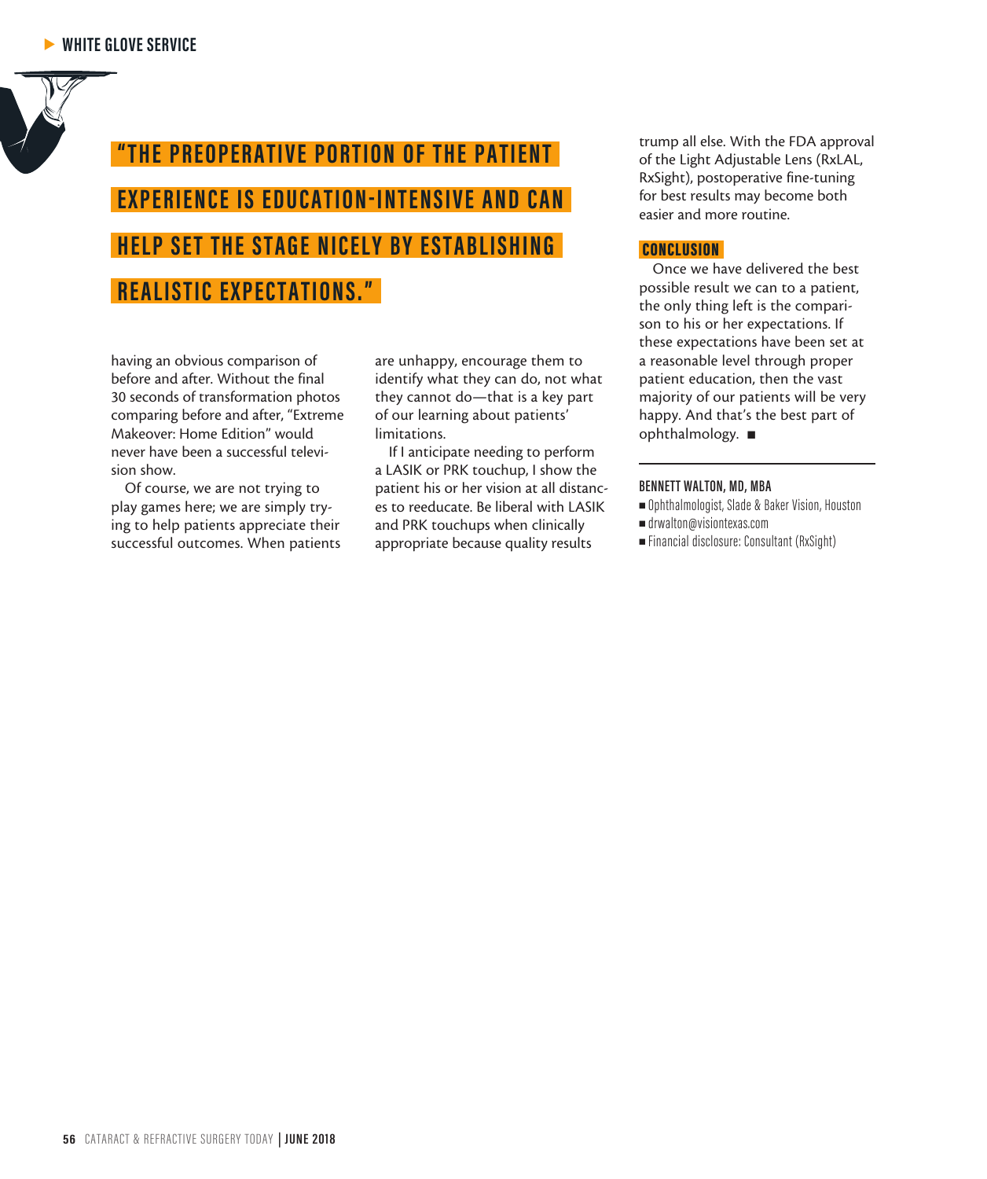> **"THE PREOPERATIVE PORTION OF THE PATIENT EXPERIENCE IS EDUCATION-INTENSIVE AND CAN HELP SET THE STAGE NICELY BY ESTABLISHING REALISTIC EXPECTATIONS."**

having an obvious comparison of before and after. Without the final 30 seconds of transformation photos comparing before and after, "Extreme Makeover: Home Edition" would never have been a successful television show.

Of course, we are not trying to play games here; we are simply trying to help patients appreciate their successful outcomes. When patients are unhappy, encourage them to identify what they can do, not what they cannot do—that is a key part of our learning about patients' limitations.

If I anticipate needing to perform a LASIK or PRK touchup, I show the patient his or her vision at all distances to reeducate. Be liberal with LASIK and PRK touchups when clinically appropriate because quality results trump all else. With the FDA approval of the Light Adjustable Lens (RxLAL, RxSight), postoperative fine-tuning for best results may become both easier and more routine.

## CONCLUSION

Once we have delivered the best possible result we can to a patient, the only thing left is the comparison to his or her expectations. If these expectations have been set at a reasonable level through proper patient education, then the vast majority of our patients will be very happy. And that's the best part of ophthalmology. ■

---

**BENNETT WALTON, MD, MBA**

- Ophthalmologist, Slade & Baker Vision, Houston
- drwalton@visiontexas.com
- Financial disclosure: Consultant (RxSight)